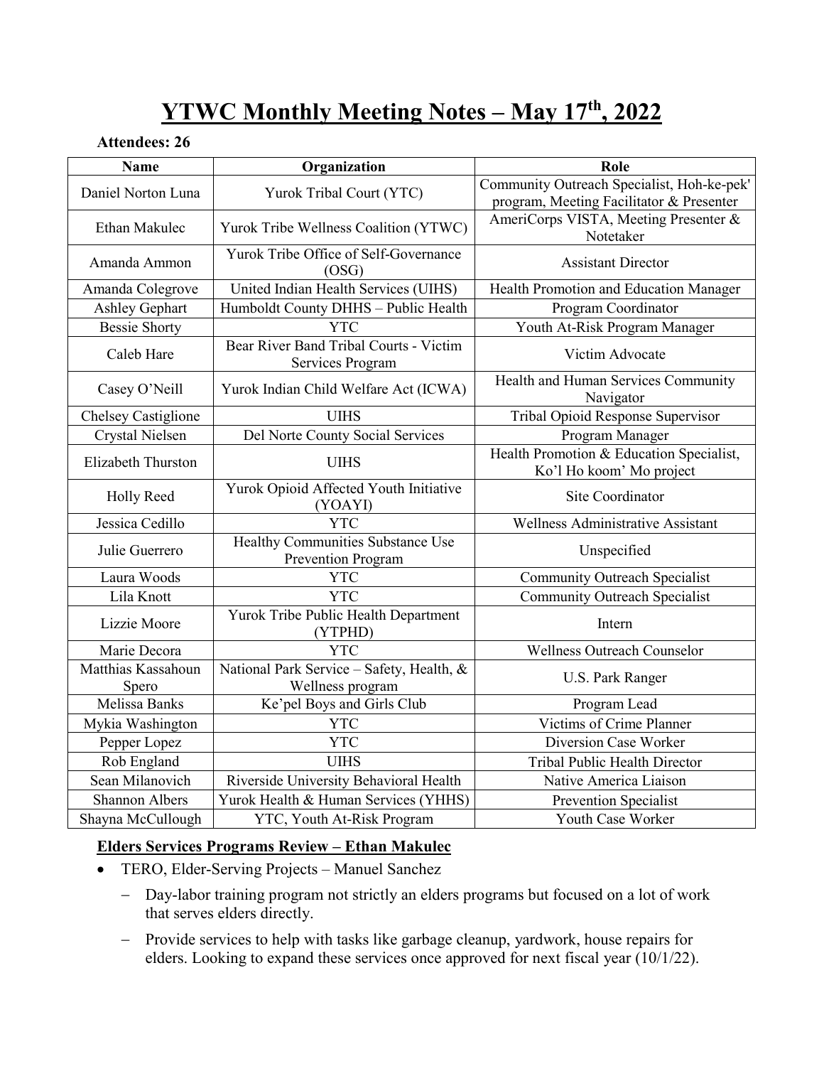# YTWC Monthly Meeting Notes – May 17th, 2022

**Attendees: 26**

| Name | Organization | Role |
|---|---|---|
| Daniel Norton Luna | Yurok Tribal Court (YTC) | Community Outreach Specialist, Hoh-ke-pek' program, Meeting Facilitator & Presenter |
| Ethan Makulec | Yurok Tribe Wellness Coalition (YTWC) | AmeriCorps VISTA, Meeting Presenter & Notetaker |
| Amanda Ammon | Yurok Tribe Office of Self-Governance (OSG) | Assistant Director |
| Amanda Colegrove | United Indian Health Services (UIHS) | Health Promotion and Education Manager |
| Ashley Gephart | Humboldt County DHHS – Public Health | Program Coordinator |
| Bessie Shorty | YTC | Youth At-Risk Program Manager |
| Caleb Hare | Bear River Band Tribal Courts - Victim Services Program | Victim Advocate |
| Casey O'Neill | Yurok Indian Child Welfare Act (ICWA) | Health and Human Services Community Navigator |
| Chelsey Castiglione | UIHS | Tribal Opioid Response Supervisor |
| Crystal Nielsen | Del Norte County Social Services | Program Manager |
| Elizabeth Thurston | UIHS | Health Promotion & Education Specialist, Ko'l Ho koom' Mo project |
| Holly Reed | Yurok Opioid Affected Youth Initiative (YOAYI) | Site Coordinator |
| Jessica Cedillo | YTC | Wellness Administrative Assistant |
| Julie Guerrero | Healthy Communities Substance Use Prevention Program | Unspecified |
| Laura Woods | YTC | Community Outreach Specialist |
| Lila Knott | YTC | Community Outreach Specialist |
| Lizzie Moore | Yurok Tribe Public Health Department (YTPHD) | Intern |
| Marie Decora | YTC | Wellness Outreach Counselor |
| Matthias Kassahoun Spero | National Park Service – Safety, Health, & Wellness program | U.S. Park Ranger |
| Melissa Banks | Ke'pel Boys and Girls Club | Program Lead |
| Mykia Washington | YTC | Victims of Crime Planner |
| Pepper Lopez | YTC | Diversion Case Worker |
| Rob England | UIHS | Tribal Public Health Director |
| Sean Milanovich | Riverside University Behavioral Health | Native America Liaison |
| Shannon Albers | Yurok Health & Human Services (YHHS) | Prevention Specialist |
| Shayna McCullough | YTC, Youth At-Risk Program | Youth Case Worker |

**Elders Services Programs Review – Ethan Makulec**

- TERO, Elder-Serving Projects – Manuel Sanchez
  - Day-labor training program not strictly an elders programs but focused on a lot of work that serves elders directly.
  - Provide services to help with tasks like garbage cleanup, yardwork, house repairs for elders. Looking to expand these services once approved for next fiscal year (10/1/22).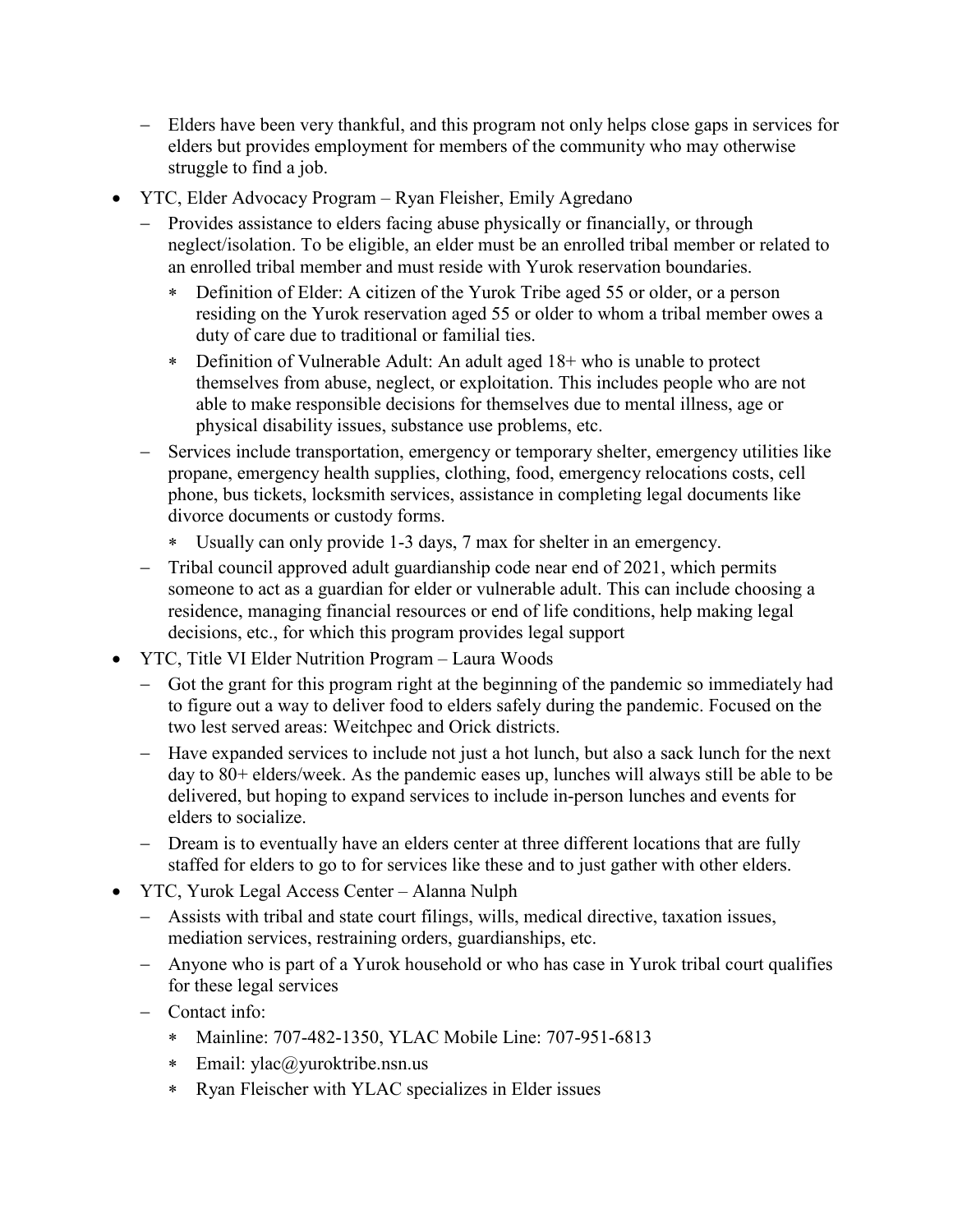- Elders have been very thankful, and this program not only helps close gaps in services for elders but provides employment for members of the community who may otherwise struggle to find a job.

- YTC, Elder Advocacy Program – Ryan Fleisher, Emily Agredano
  - Provides assistance to elders facing abuse physically or financially, or through neglect/isolation. To be eligible, an elder must be an enrolled tribal member or related to an enrolled tribal member and must reside with Yurok reservation boundaries.
    - Definition of Elder: A citizen of the Yurok Tribe aged 55 or older, or a person residing on the Yurok reservation aged 55 or older to whom a tribal member owes a duty of care due to traditional or familial ties.
    - Definition of Vulnerable Adult: An adult aged 18+ who is unable to protect themselves from abuse, neglect, or exploitation. This includes people who are not able to make responsible decisions for themselves due to mental illness, age or physical disability issues, substance use problems, etc.
  - Services include transportation, emergency or temporary shelter, emergency utilities like propane, emergency health supplies, clothing, food, emergency relocations costs, cell phone, bus tickets, locksmith services, assistance in completing legal documents like divorce documents or custody forms.
    - Usually can only provide 1-3 days, 7 max for shelter in an emergency.
  - Tribal council approved adult guardianship code near end of 2021, which permits someone to act as a guardian for elder or vulnerable adult. This can include choosing a residence, managing financial resources or end of life conditions, help making legal decisions, etc., for which this program provides legal support

- YTC, Title VI Elder Nutrition Program – Laura Woods
  - Got the grant for this program right at the beginning of the pandemic so immediately had to figure out a way to deliver food to elders safely during the pandemic. Focused on the two lest served areas: Weitchpec and Orick districts.
  - Have expanded services to include not just a hot lunch, but also a sack lunch for the next day to 80+ elders/week. As the pandemic eases up, lunches will always still be able to be delivered, but hoping to expand services to include in-person lunches and events for elders to socialize.
  - Dream is to eventually have an elders center at three different locations that are fully staffed for elders to go to for services like these and to just gather with other elders.

- YTC, Yurok Legal Access Center – Alanna Nulph
  - Assists with tribal and state court filings, wills, medical directive, taxation issues, mediation services, restraining orders, guardianships, etc.
  - Anyone who is part of a Yurok household or who has case in Yurok tribal court qualifies for these legal services
  - Contact info:
    - Mainline: 707-482-1350, YLAC Mobile Line: 707-951-6813
    - Email: ylac@yuroktribe.nsn.us
    - Ryan Fleischer with YLAC specializes in Elder issues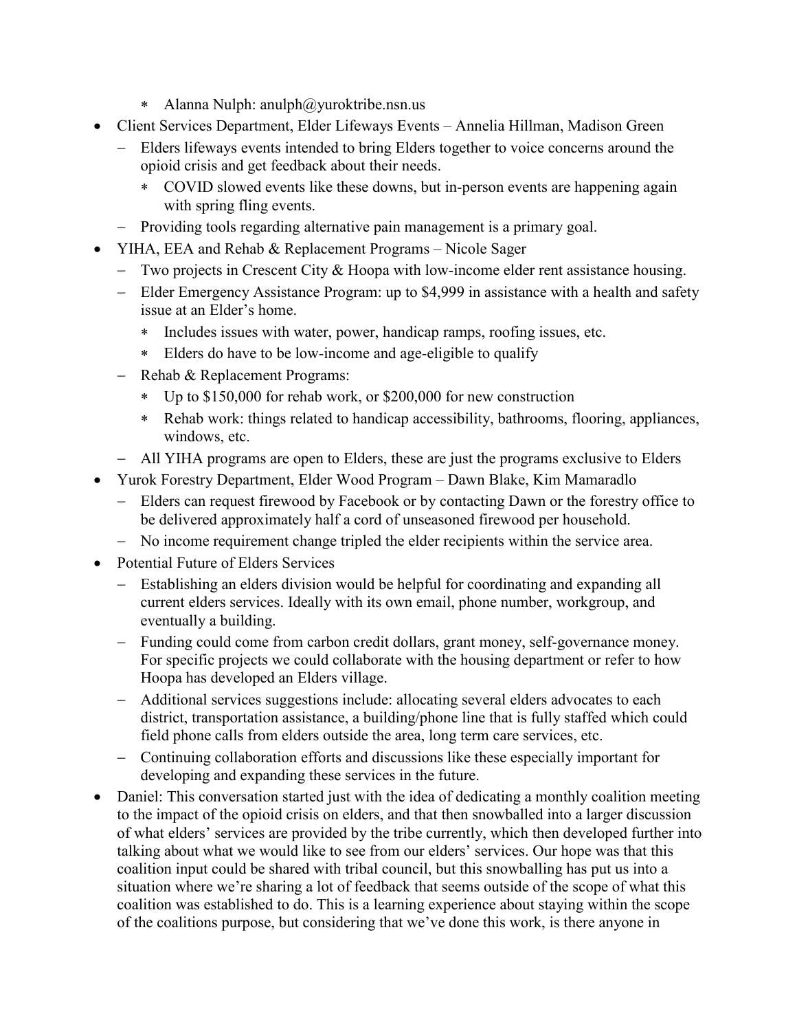- Alanna Nulph: anulph@yuroktribe.nsn.us
- Client Services Department, Elder Lifeways Events – Annelia Hillman, Madison Green
  - Elders lifeways events intended to bring Elders together to voice concerns around the opioid crisis and get feedback about their needs.
    - COVID slowed events like these downs, but in-person events are happening again with spring fling events.
  - Providing tools regarding alternative pain management is a primary goal.
- YIHA, EEA and Rehab & Replacement Programs – Nicole Sager
  - Two projects in Crescent City & Hoopa with low-income elder rent assistance housing.
  - Elder Emergency Assistance Program: up to $4,999 in assistance with a health and safety issue at an Elder's home.
    - Includes issues with water, power, handicap ramps, roofing issues, etc.
    - Elders do have to be low-income and age-eligible to qualify
  - Rehab & Replacement Programs:
    - Up to $150,000 for rehab work, or $200,000 for new construction
    - Rehab work: things related to handicap accessibility, bathrooms, flooring, appliances, windows, etc.
  - All YIHA programs are open to Elders, these are just the programs exclusive to Elders
- Yurok Forestry Department, Elder Wood Program – Dawn Blake, Kim Mamaradlo
  - Elders can request firewood by Facebook or by contacting Dawn or the forestry office to be delivered approximately half a cord of unseasoned firewood per household.
  - No income requirement change tripled the elder recipients within the service area.
- Potential Future of Elders Services
  - Establishing an elders division would be helpful for coordinating and expanding all current elders services. Ideally with its own email, phone number, workgroup, and eventually a building.
  - Funding could come from carbon credit dollars, grant money, self-governance money. For specific projects we could collaborate with the housing department or refer to how Hoopa has developed an Elders village.
  - Additional services suggestions include: allocating several elders advocates to each district, transportation assistance, a building/phone line that is fully staffed which could field phone calls from elders outside the area, long term care services, etc.
  - Continuing collaboration efforts and discussions like these especially important for developing and expanding these services in the future.
- Daniel: This conversation started just with the idea of dedicating a monthly coalition meeting to the impact of the opioid crisis on elders, and that then snowballed into a larger discussion of what elders' services are provided by the tribe currently, which then developed further into talking about what we would like to see from our elders' services. Our hope was that this coalition input could be shared with tribal council, but this snowballing has put us into a situation where we're sharing a lot of feedback that seems outside of the scope of what this coalition was established to do. This is a learning experience about staying within the scope of the coalitions purpose, but considering that we've done this work, is there anyone in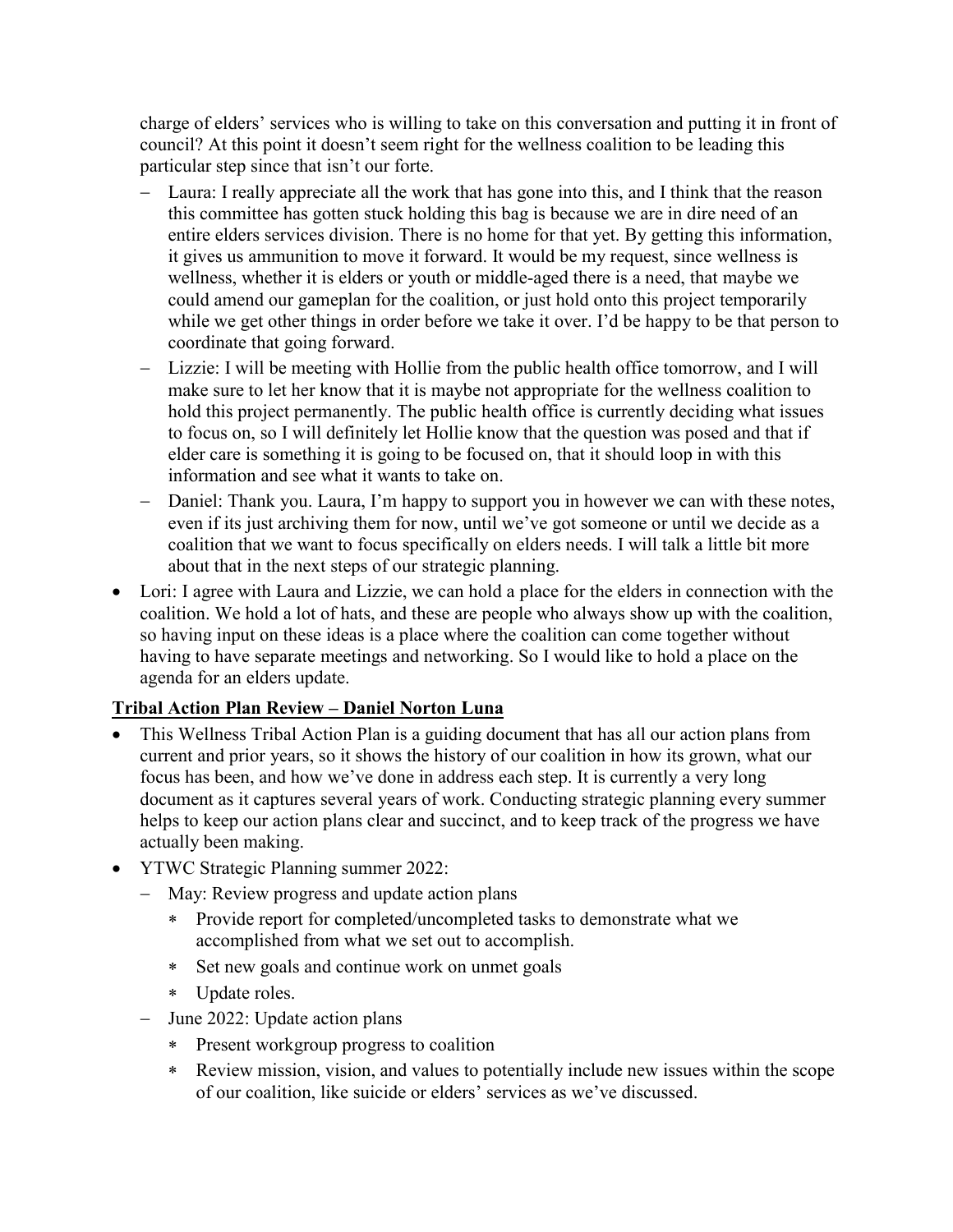charge of elders' services who is willing to take on this conversation and putting it in front of council? At this point it doesn't seem right for the wellness coalition to be leading this particular step since that isn't our forte.

  - Laura: I really appreciate all the work that has gone into this, and I think that the reason this committee has gotten stuck holding this bag is because we are in dire need of an entire elders services division. There is no home for that yet. By getting this information, it gives us ammunition to move it forward. It would be my request, since wellness is wellness, whether it is elders or youth or middle-aged there is a need, that maybe we could amend our gameplan for the coalition, or just hold onto this project temporarily while we get other things in order before we take it over. I'd be happy to be that person to coordinate that going forward.
  - Lizzie: I will be meeting with Hollie from the public health office tomorrow, and I will make sure to let her know that it is maybe not appropriate for the wellness coalition to hold this project permanently. The public health office is currently deciding what issues to focus on, so I will definitely let Hollie know that the question was posed and that if elder care is something it is going to be focused on, that it should loop in with this information and see what it wants to take on.
  - Daniel: Thank you. Laura, I'm happy to support you in however we can with these notes, even if its just archiving them for now, until we've got someone or until we decide as a coalition that we want to focus specifically on elders needs. I will talk a little bit more about that in the next steps of our strategic planning.
- Lori: I agree with Laura and Lizzie, we can hold a place for the elders in connection with the coalition. We hold a lot of hats, and these are people who always show up with the coalition, so having input on these ideas is a place where the coalition can come together without having to have separate meetings and networking. So I would like to hold a place on the agenda for an elders update.

**Tribal Action Plan Review – Daniel Norton Luna**

- This Wellness Tribal Action Plan is a guiding document that has all our action plans from current and prior years, so it shows the history of our coalition in how its grown, what our focus has been, and how we've done in address each step. It is currently a very long document as it captures several years of work. Conducting strategic planning every summer helps to keep our action plans clear and succinct, and to keep track of the progress we have actually been making.
- YTWC Strategic Planning summer 2022:
  - May: Review progress and update action plans
    - Provide report for completed/uncompleted tasks to demonstrate what we accomplished from what we set out to accomplish.
    - Set new goals and continue work on unmet goals
    - Update roles.
  - June 2022: Update action plans
    - Present workgroup progress to coalition
    - Review mission, vision, and values to potentially include new issues within the scope of our coalition, like suicide or elders' services as we've discussed.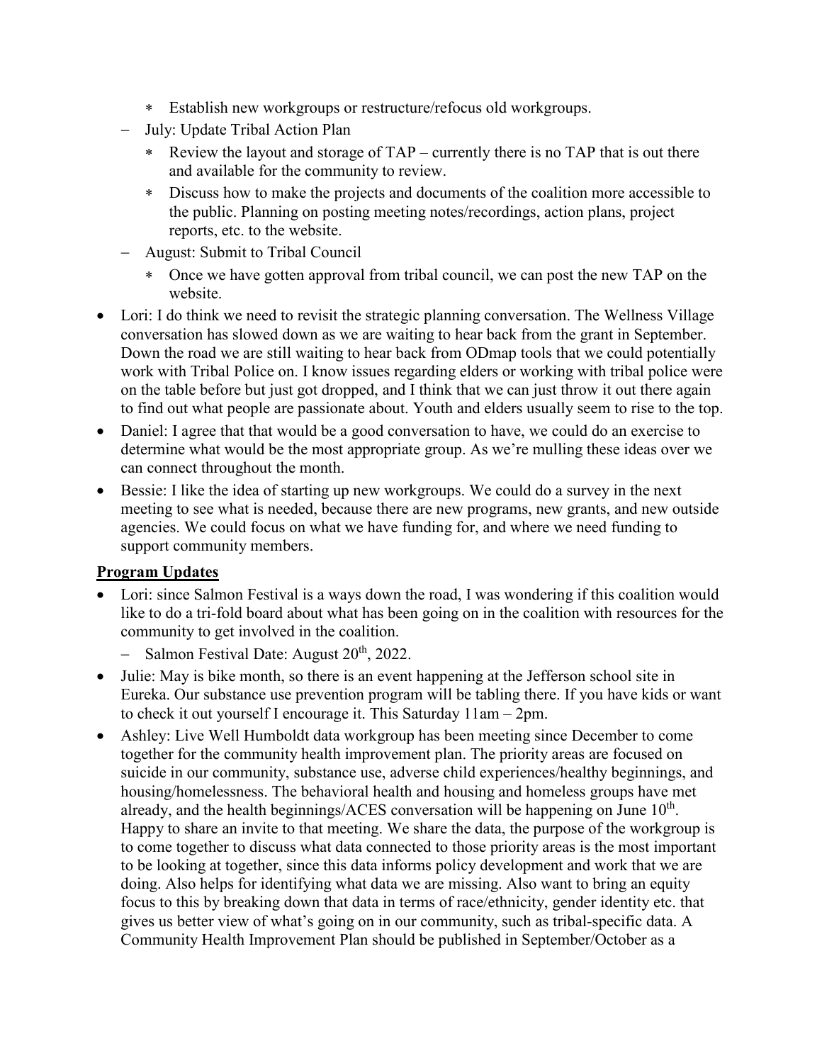- Establish new workgroups or restructure/refocus old workgroups.
  - July: Update Tribal Action Plan
    - Review the layout and storage of TAP – currently there is no TAP that is out there and available for the community to review.
    - Discuss how to make the projects and documents of the coalition more accessible to the public. Planning on posting meeting notes/recordings, action plans, project reports, etc. to the website.
  - August: Submit to Tribal Council
    - Once we have gotten approval from tribal council, we can post the new TAP on the website.
- Lori: I do think we need to revisit the strategic planning conversation. The Wellness Village conversation has slowed down as we are waiting to hear back from the grant in September. Down the road we are still waiting to hear back from ODmap tools that we could potentially work with Tribal Police on. I know issues regarding elders or working with tribal police were on the table before but just got dropped, and I think that we can just throw it out there again to find out what people are passionate about. Youth and elders usually seem to rise to the top.
- Daniel: I agree that that would be a good conversation to have, we could do an exercise to determine what would be the most appropriate group. As we're mulling these ideas over we can connect throughout the month.
- Bessie: I like the idea of starting up new workgroups. We could do a survey in the next meeting to see what is needed, because there are new programs, new grants, and new outside agencies. We could focus on what we have funding for, and where we need funding to support community members.

**Program Updates**

- Lori: since Salmon Festival is a ways down the road, I was wondering if this coalition would like to do a tri-fold board about what has been going on in the coalition with resources for the community to get involved in the coalition.
  - Salmon Festival Date: August 20th, 2022.
- Julie: May is bike month, so there is an event happening at the Jefferson school site in Eureka. Our substance use prevention program will be tabling there. If you have kids or want to check it out yourself I encourage it. This Saturday 11am – 2pm.
- Ashley: Live Well Humboldt data workgroup has been meeting since December to come together for the community health improvement plan. The priority areas are focused on suicide in our community, substance use, adverse child experiences/healthy beginnings, and housing/homelessness. The behavioral health and housing and homeless groups have met already, and the health beginnings/ACES conversation will be happening on June 10th. Happy to share an invite to that meeting. We share the data, the purpose of the workgroup is to come together to discuss what data connected to those priority areas is the most important to be looking at together, since this data informs policy development and work that we are doing. Also helps for identifying what data we are missing. Also want to bring an equity focus to this by breaking down that data in terms of race/ethnicity, gender identity etc. that gives us better view of what's going on in our community, such as tribal-specific data. A Community Health Improvement Plan should be published in September/October as a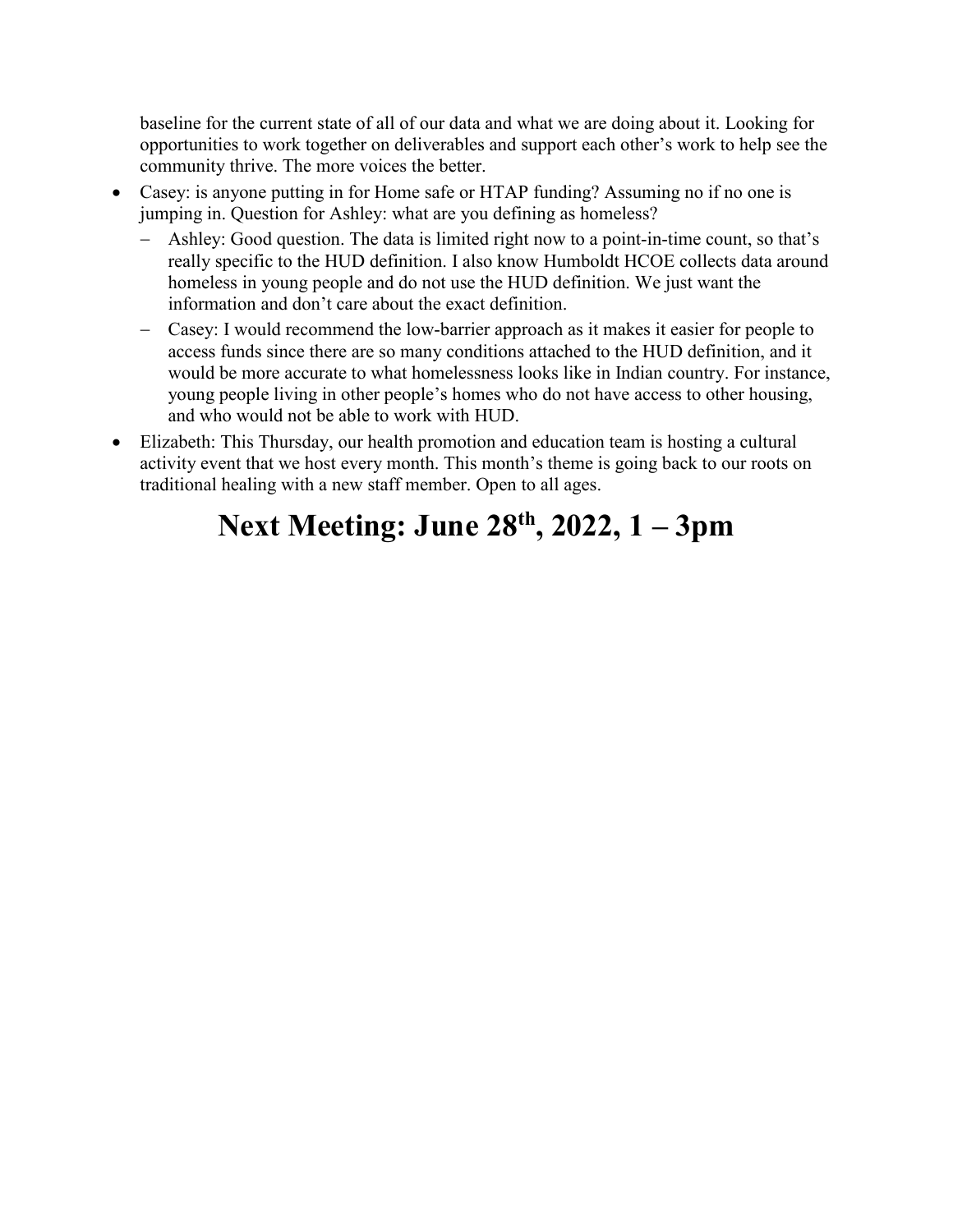baseline for the current state of all of our data and what we are doing about it. Looking for opportunities to work together on deliverables and support each other's work to help see the community thrive. The more voices the better.

- Casey: is anyone putting in for Home safe or HTAP funding? Assuming no if no one is jumping in. Question for Ashley: what are you defining as homeless?
  - Ashley: Good question. The data is limited right now to a point-in-time count, so that's really specific to the HUD definition. I also know Humboldt HCOE collects data around homeless in young people and do not use the HUD definition. We just want the information and don't care about the exact definition.
  - Casey: I would recommend the low-barrier approach as it makes it easier for people to access funds since there are so many conditions attached to the HUD definition, and it would be more accurate to what homelessness looks like in Indian country. For instance, young people living in other people's homes who do not have access to other housing, and who would not be able to work with HUD.
- Elizabeth: This Thursday, our health promotion and education team is hosting a cultural activity event that we host every month. This month's theme is going back to our roots on traditional healing with a new staff member. Open to all ages.

# Next Meeting: June 28th, 2022, 1 – 3pm